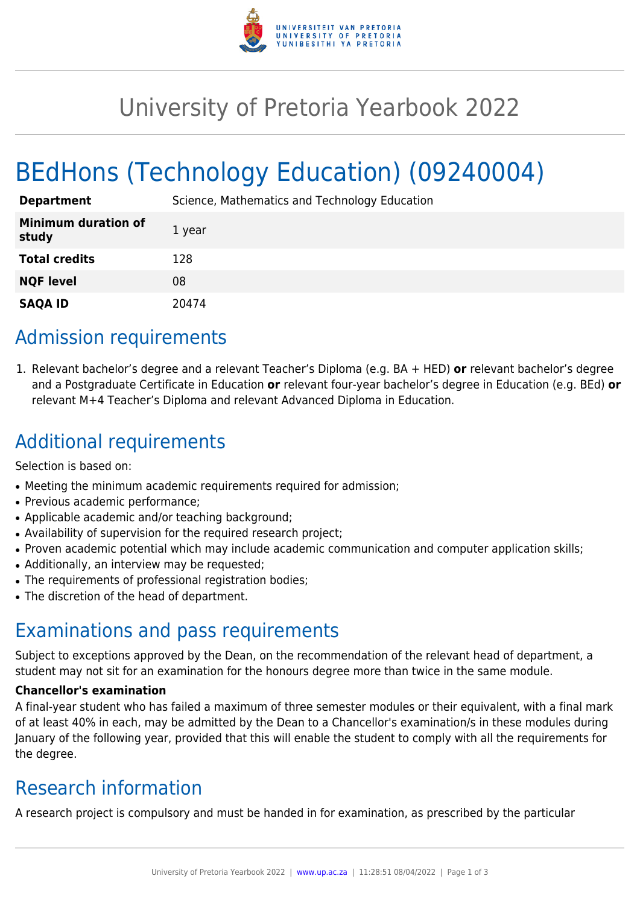# University of Pretoria Yearbook 2022

# BEdHons (Technology Education) (09240004)

| | |
|---|---|
| **Department** | Science, Mathematics and Technology Education |
| **Minimum duration of study** | 1 year |
| **Total credits** | 128 |
| **NQF level** | 08 |
| **SAQA ID** | 20474 |

## Admission requirements

1. Relevant bachelor's degree and a relevant Teacher's Diploma (e.g. BA + HED) **or** relevant bachelor's degree and a Postgraduate Certificate in Education **or** relevant four-year bachelor's degree in Education (e.g. BEd) **or** relevant M+4 Teacher's Diploma and relevant Advanced Diploma in Education.

## Additional requirements

Selection is based on:

- Meeting the minimum academic requirements required for admission;
- Previous academic performance;
- Applicable academic and/or teaching background;
- Availability of supervision for the required research project;
- Proven academic potential which may include academic communication and computer application skills;
- Additionally, an interview may be requested;
- The requirements of professional registration bodies;
- The discretion of the head of department.

## Examinations and pass requirements

Subject to exceptions approved by the Dean, on the recommendation of the relevant head of department, a student may not sit for an examination for the honours degree more than twice in the same module.

**Chancellor's examination**

A final-year student who has failed a maximum of three semester modules or their equivalent, with a final mark of at least 40% in each, may be admitted by the Dean to a Chancellor's examination/s in these modules during January of the following year, provided that this will enable the student to comply with all the requirements for the degree.

## Research information

A research project is compulsory and must be handed in for examination, as prescribed by the particular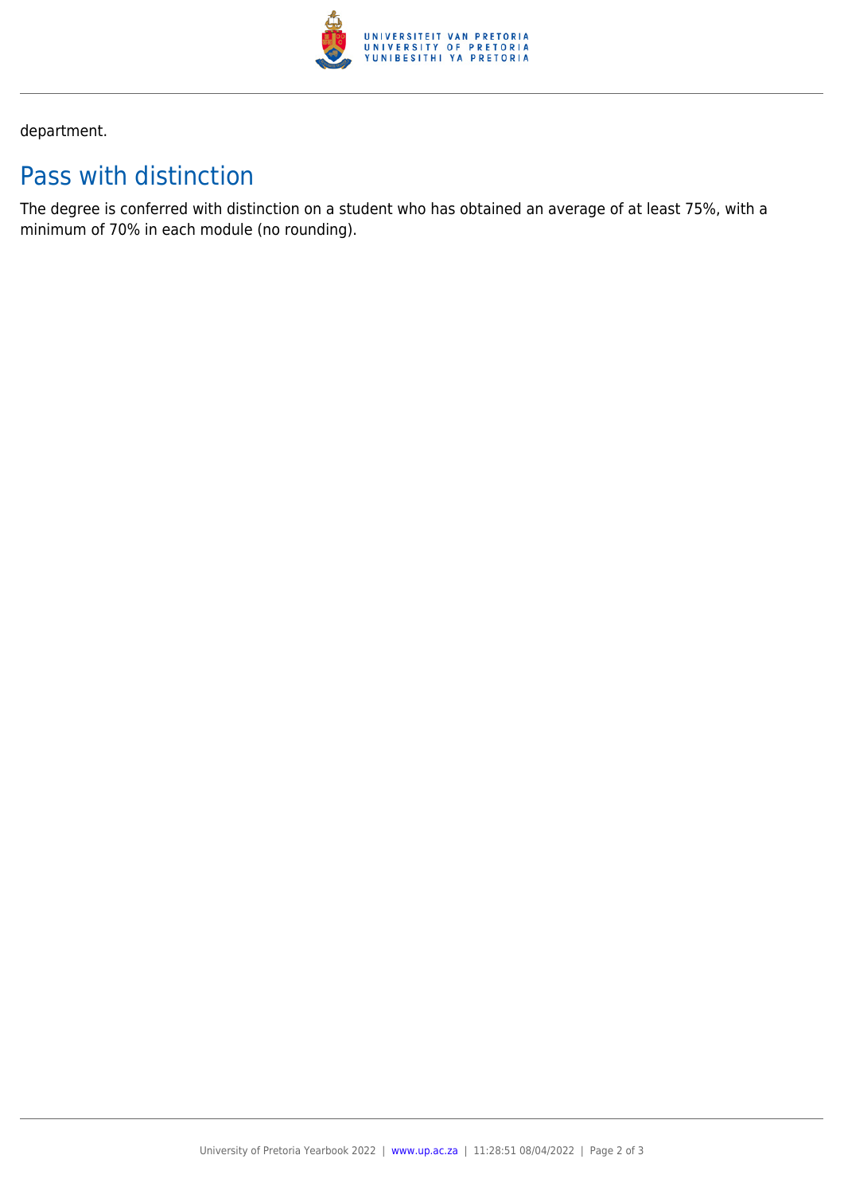department.

## Pass with distinction

The degree is conferred with distinction on a student who has obtained an average of at least 75%, with a minimum of 70% in each module (no rounding).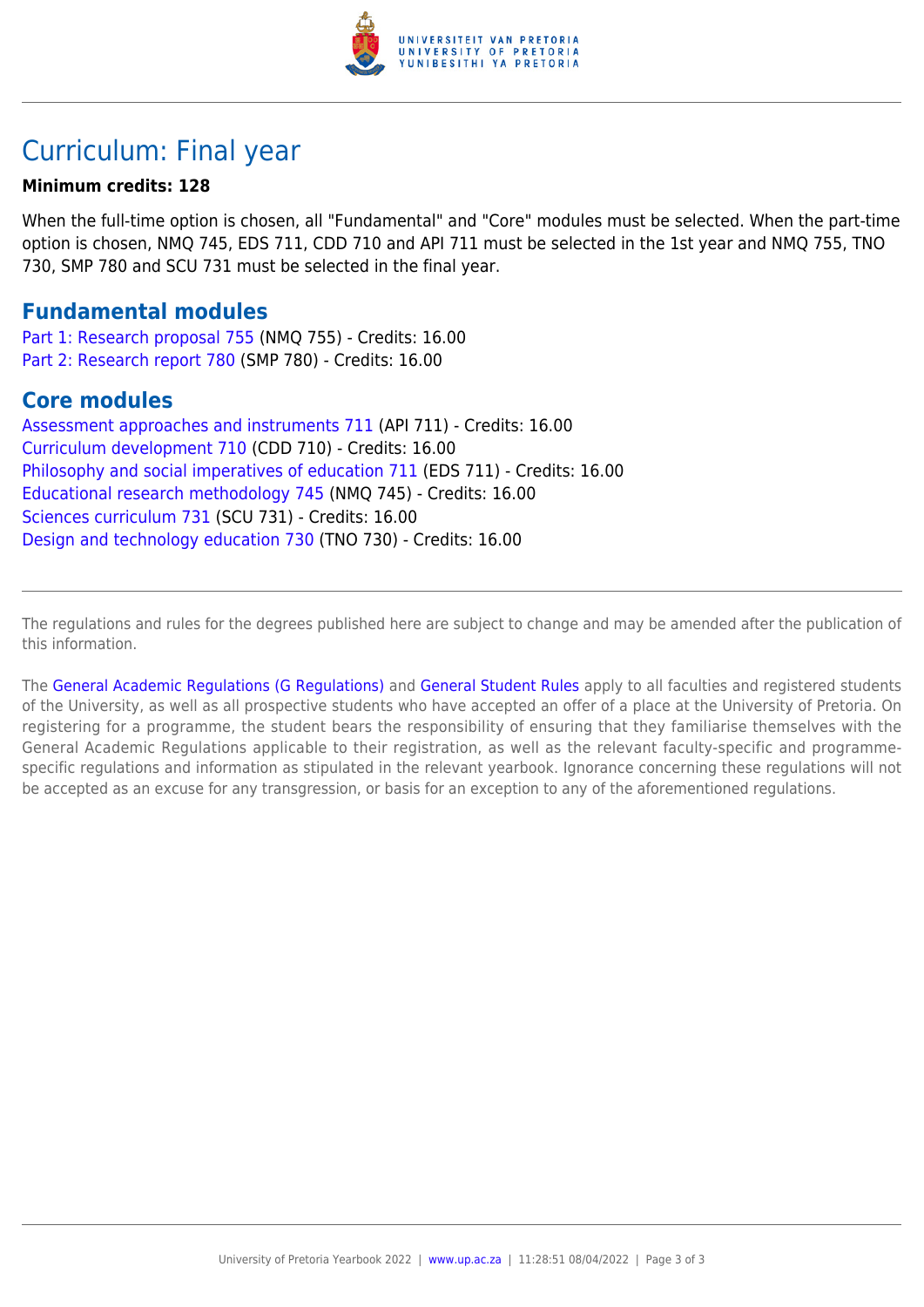# Curriculum: Final year

**Minimum credits: 128**

When the full-time option is chosen, all "Fundamental" and "Core" modules must be selected. When the part-time option is chosen, NMQ 745, EDS 711, CDD 710 and API 711 must be selected in the 1st year and NMQ 755, TNO 730, SMP 780 and SCU 731 must be selected in the final year.

## Fundamental modules

Part 1: Research proposal 755 (NMQ 755) - Credits: 16.00
Part 2: Research report 780 (SMP 780) - Credits: 16.00

## Core modules

Assessment approaches and instruments 711 (API 711) - Credits: 16.00
Curriculum development 710 (CDD 710) - Credits: 16.00
Philosophy and social imperatives of education 711 (EDS 711) - Credits: 16.00
Educational research methodology 745 (NMQ 745) - Credits: 16.00
Sciences curriculum 731 (SCU 731) - Credits: 16.00
Design and technology education 730 (TNO 730) - Credits: 16.00

---

The regulations and rules for the degrees published here are subject to change and may be amended after the publication of this information.

The General Academic Regulations (G Regulations) and General Student Rules apply to all faculties and registered students of the University, as well as all prospective students who have accepted an offer of a place at the University of Pretoria. On registering for a programme, the student bears the responsibility of ensuring that they familiarise themselves with the General Academic Regulations applicable to their registration, as well as the relevant faculty-specific and programme-specific regulations and information as stipulated in the relevant yearbook. Ignorance concerning these regulations will not be accepted as an excuse for any transgression, or basis for an exception to any of the aforementioned regulations.